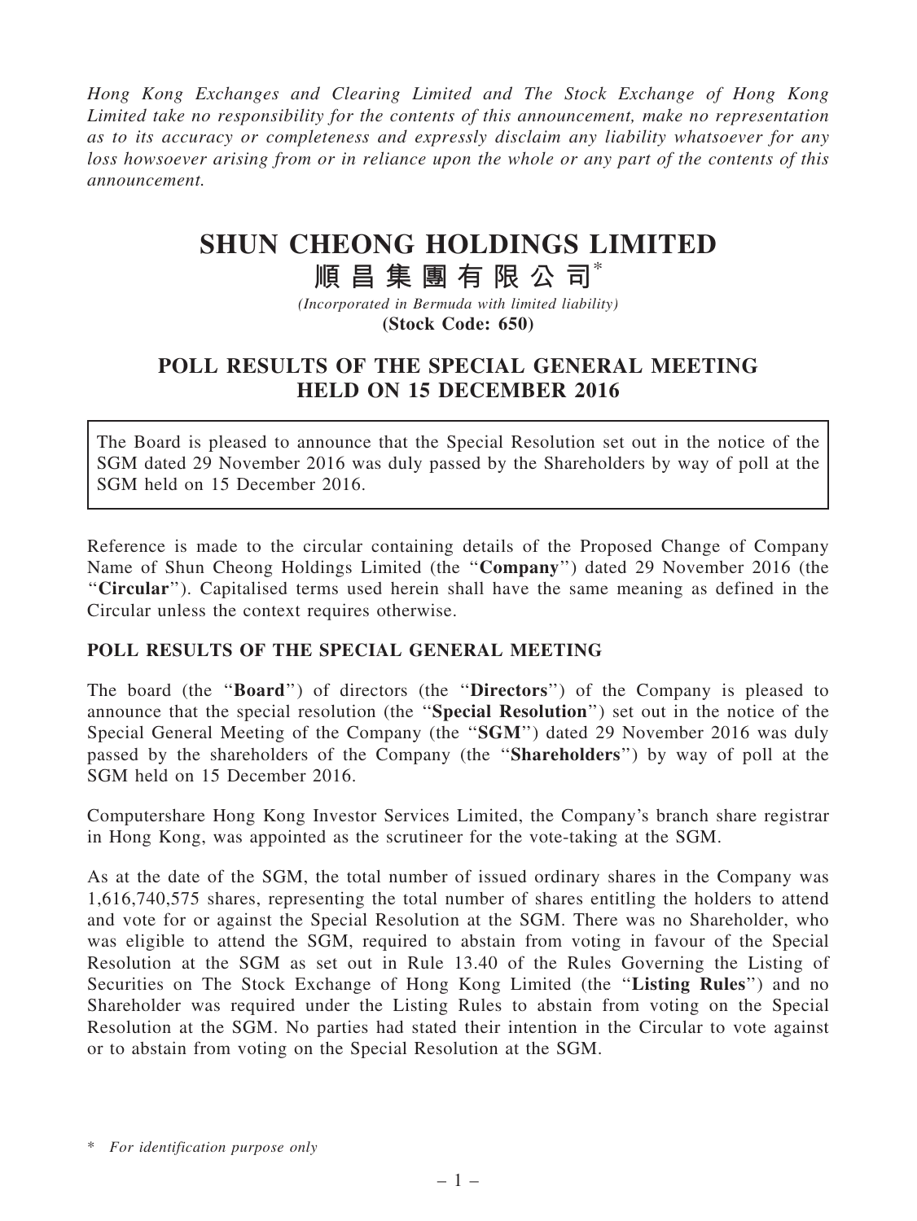*Hong Kong Exchanges and Clearing Limited and The Stock Exchange of Hong Kong Limited take no responsibility for the contents of this announcement, make no representation as to its accuracy or completeness and expressly disclaim any liability whatsoever for any loss howsoever arising from or in reliance upon the whole or any part of the contents of this announcement.*

# SHUN CHEONG HOLDINGS LIMITED
# 順昌集團有限公司*

*(Incorporated in Bermuda with limited liability)*
**(Stock Code: 650)**

## POLL RESULTS OF THE SPECIAL GENERAL MEETING HELD ON 15 DECEMBER 2016

The Board is pleased to announce that the Special Resolution set out in the notice of the SGM dated 29 November 2016 was duly passed by the Shareholders by way of poll at the SGM held on 15 December 2016.

Reference is made to the circular containing details of the Proposed Change of Company Name of Shun Cheong Holdings Limited (the "**Company**") dated 29 November 2016 (the "**Circular**"). Capitalised terms used herein shall have the same meaning as defined in the Circular unless the context requires otherwise.

### POLL RESULTS OF THE SPECIAL GENERAL MEETING

The board (the "**Board**") of directors (the "**Directors**") of the Company is pleased to announce that the special resolution (the "**Special Resolution**") set out in the notice of the Special General Meeting of the Company (the "**SGM**") dated 29 November 2016 was duly passed by the shareholders of the Company (the "**Shareholders**") by way of poll at the SGM held on 15 December 2016.

Computershare Hong Kong Investor Services Limited, the Company's branch share registrar in Hong Kong, was appointed as the scrutineer for the vote-taking at the SGM.

As at the date of the SGM, the total number of issued ordinary shares in the Company was 1,616,740,575 shares, representing the total number of shares entitling the holders to attend and vote for or against the Special Resolution at the SGM. There was no Shareholder, who was eligible to attend the SGM, required to abstain from voting in favour of the Special Resolution at the SGM as set out in Rule 13.40 of the Rules Governing the Listing of Securities on The Stock Exchange of Hong Kong Limited (the "**Listing Rules**") and no Shareholder was required under the Listing Rules to abstain from voting on the Special Resolution at the SGM. No parties had stated their intention in the Circular to vote against or to abstain from voting on the Special Resolution at the SGM.

\* *For identification purpose only*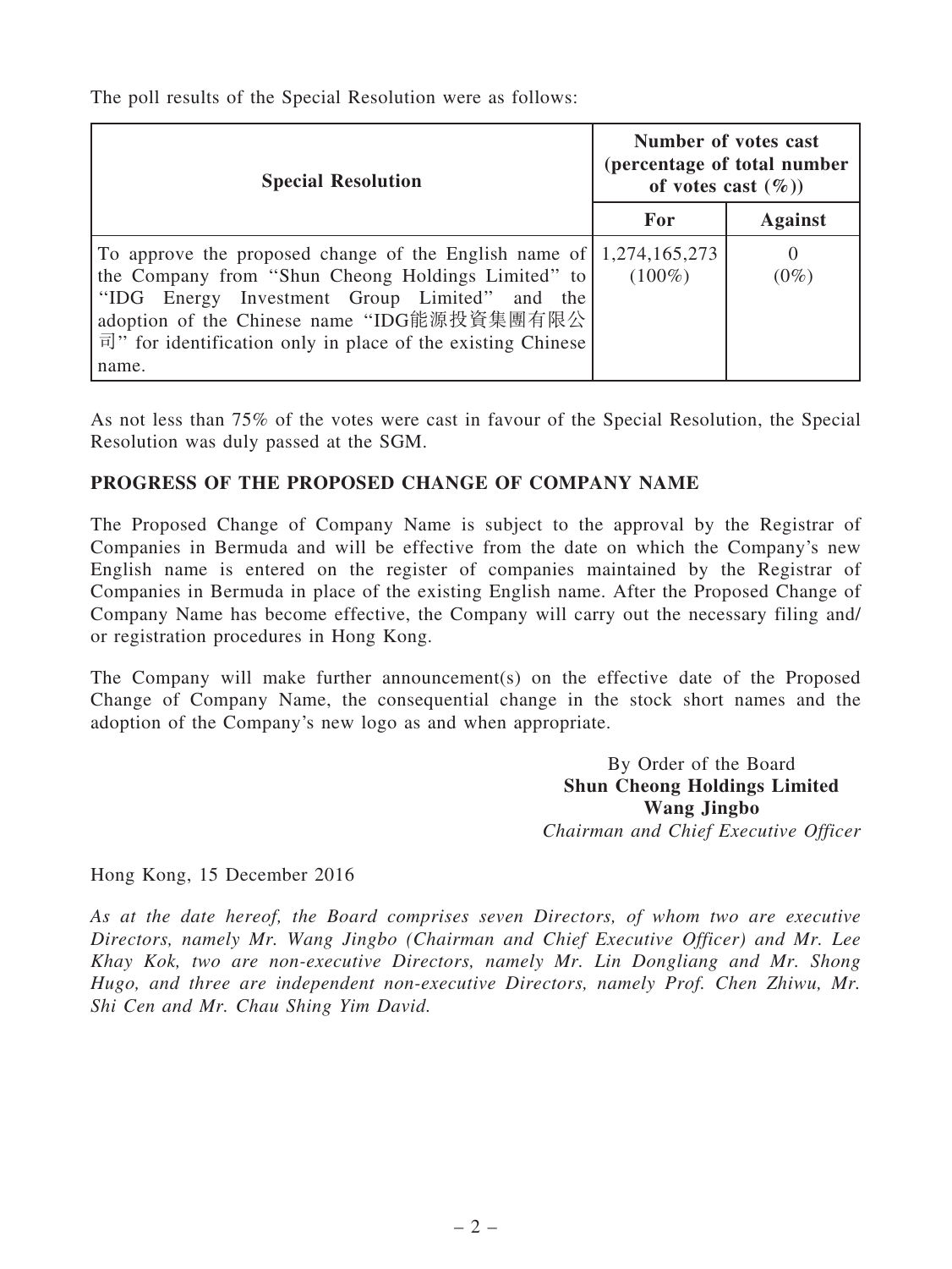The poll results of the Special Resolution were as follows:

| Special Resolution | Number of votes cast (percentage of total number of votes cast (%)) | |
|---|---|---|
| | For | Against |
| To approve the proposed change of the English name of the Company from "Shun Cheong Holdings Limited" to "IDG Energy Investment Group Limited" and the adoption of the Chinese name "IDG能源投資集團有限公司" for identification only in place of the existing Chinese name. | 1,274,165,273 (100%) | 0 (0%) |

As not less than 75% of the votes were cast in favour of the Special Resolution, the Special Resolution was duly passed at the SGM.

## PROGRESS OF THE PROPOSED CHANGE OF COMPANY NAME

The Proposed Change of Company Name is subject to the approval by the Registrar of Companies in Bermuda and will be effective from the date on which the Company's new English name is entered on the register of companies maintained by the Registrar of Companies in Bermuda in place of the existing English name. After the Proposed Change of Company Name has become effective, the Company will carry out the necessary filing and/ or registration procedures in Hong Kong.

The Company will make further announcement(s) on the effective date of the Proposed Change of Company Name, the consequential change in the stock short names and the adoption of the Company's new logo as and when appropriate.

By Order of the Board
**Shun Cheong Holdings Limited**
**Wang Jingbo**
*Chairman and Chief Executive Officer*

Hong Kong, 15 December 2016

*As at the date hereof, the Board comprises seven Directors, of whom two are executive Directors, namely Mr. Wang Jingbo (Chairman and Chief Executive Officer) and Mr. Lee Khay Kok, two are non-executive Directors, namely Mr. Lin Dongliang and Mr. Shong Hugo, and three are independent non-executive Directors, namely Prof. Chen Zhiwu, Mr. Shi Cen and Mr. Chau Shing Yim David.*